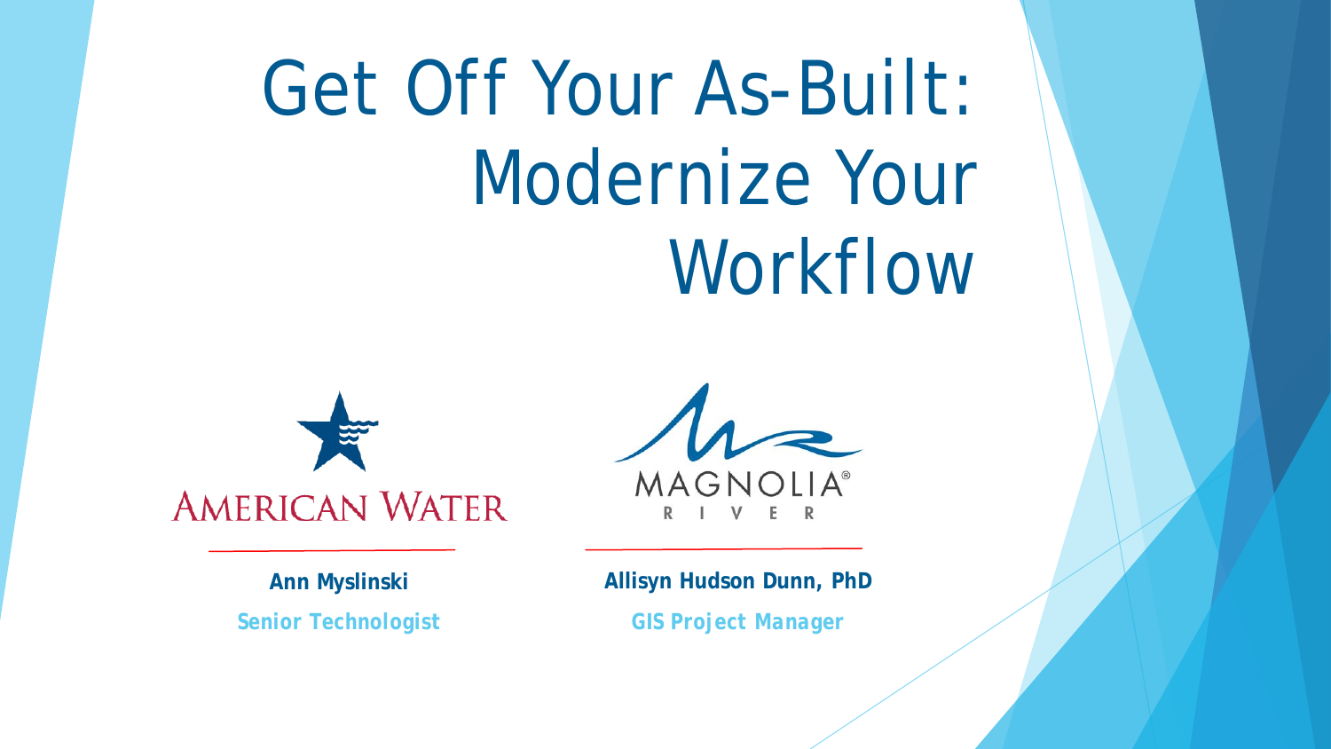# Get Off Your As-Built: Modernize Your Workflow

AMERICAN WATER

**Ann Myslinski**

**Senior Technologist**

MAGNOLIA® RIVER

**Allisyn Hudson Dunn, PhD**

**GIS Project Manager**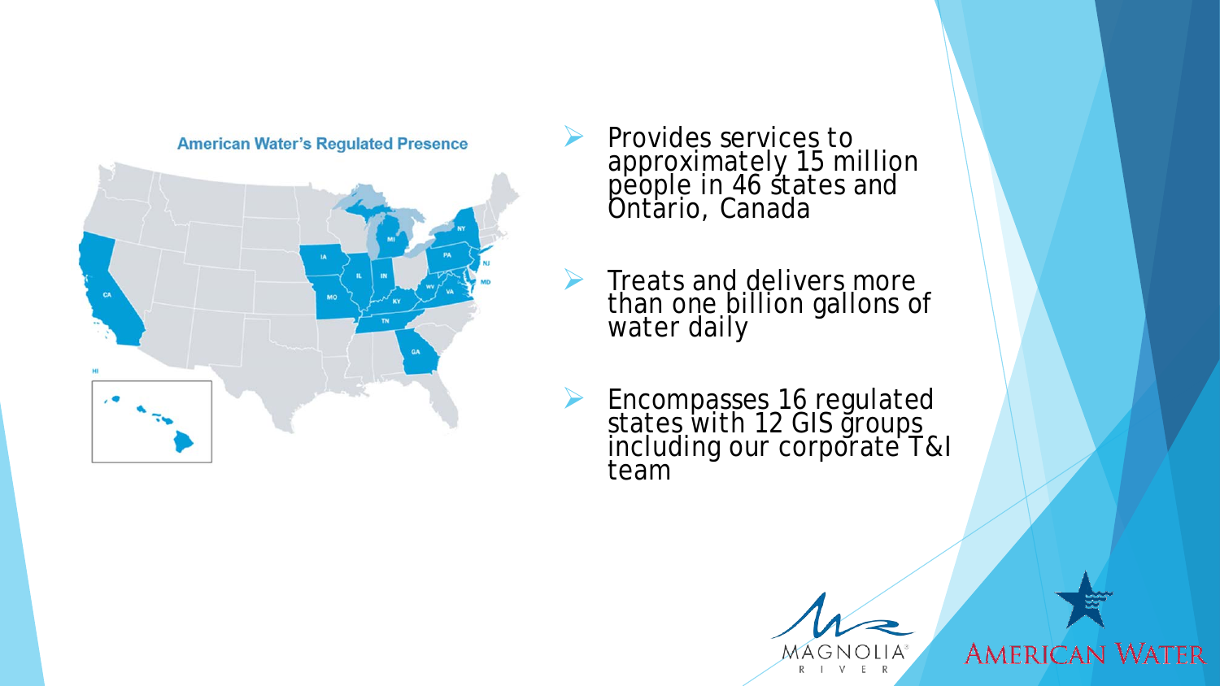American Water's Regulated Presence

- Provides services to approximately 15 million people in 46 states and Ontario, Canada
- Treats and delivers more than one billion gallons of water daily
- Encompasses 16 regulated states with 12 GIS groups including our corporate T&I team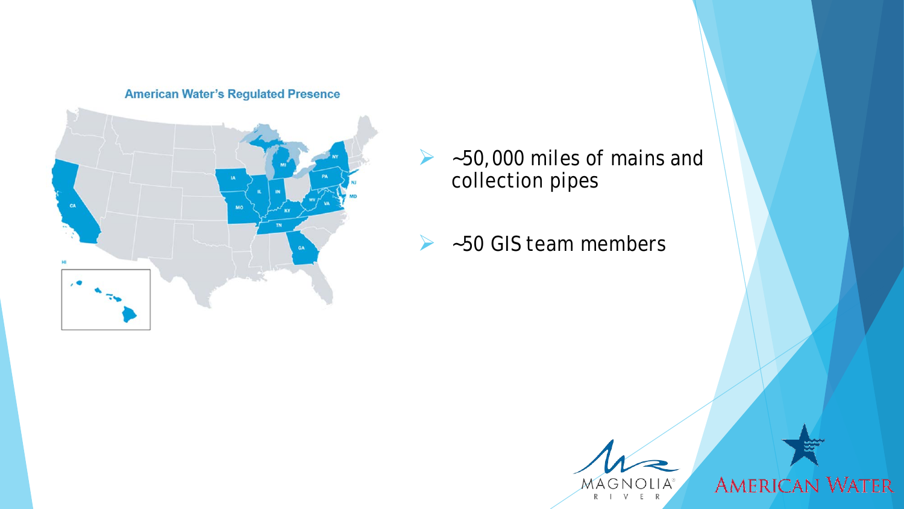American Water's Regulated Presence

- ~50,000 miles of mains and collection pipes
- ~50 GIS team members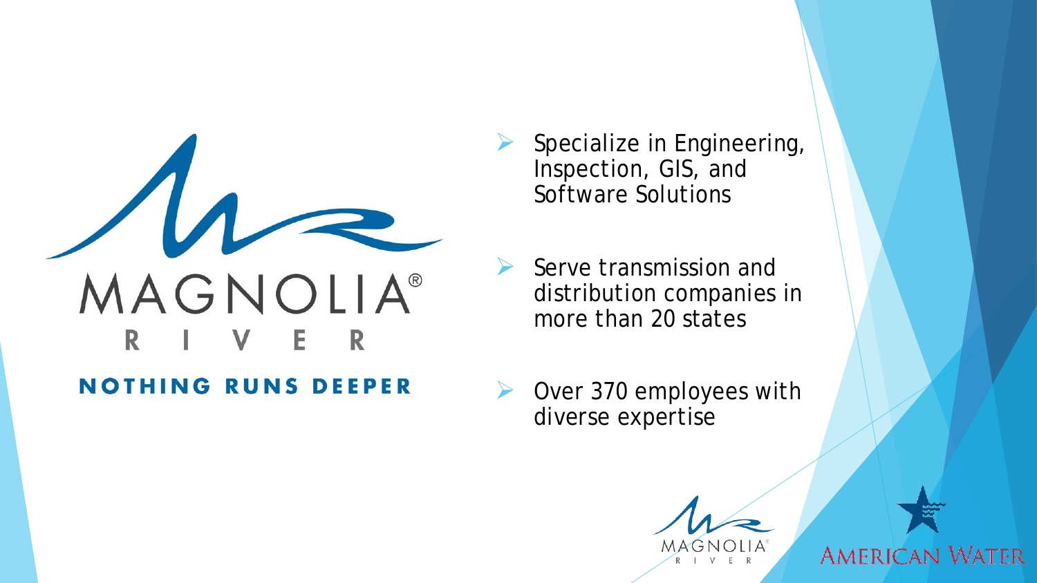MAGNOLIA®

RIVER

**NOTHING RUNS DEEPER**

- Specialize in Engineering, Inspection, GIS, and Software Solutions
- Serve transmission and distribution companies in more than 20 states
- Over 370 employees with diverse expertise

MAGNOLIA® RIVER

AMERICAN WATER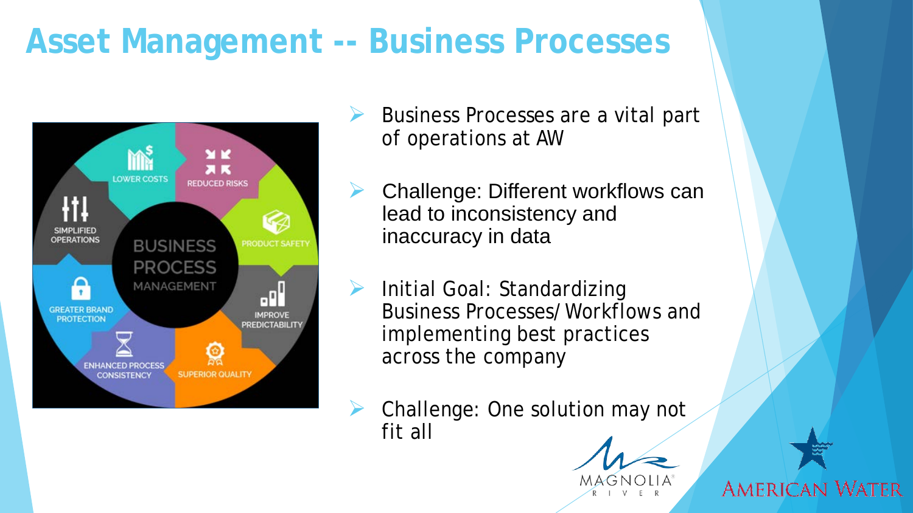# Asset Management -- Business Processes

- Business Processes are a vital part of operations at AW
- Challenge: Different workflows can lead to inconsistency and inaccuracy in data
- Initial Goal: Standardizing Business Processes/ Workflows and implementing best practices across the company
- Challenge: One solution may not fit all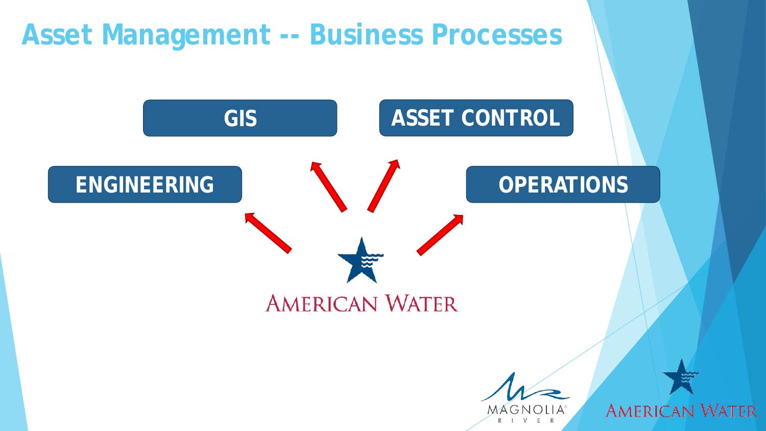# Asset Management -- Business Processes

**GIS**

**ASSET CONTROL**

**ENGINEERING**

**OPERATIONS**

American Water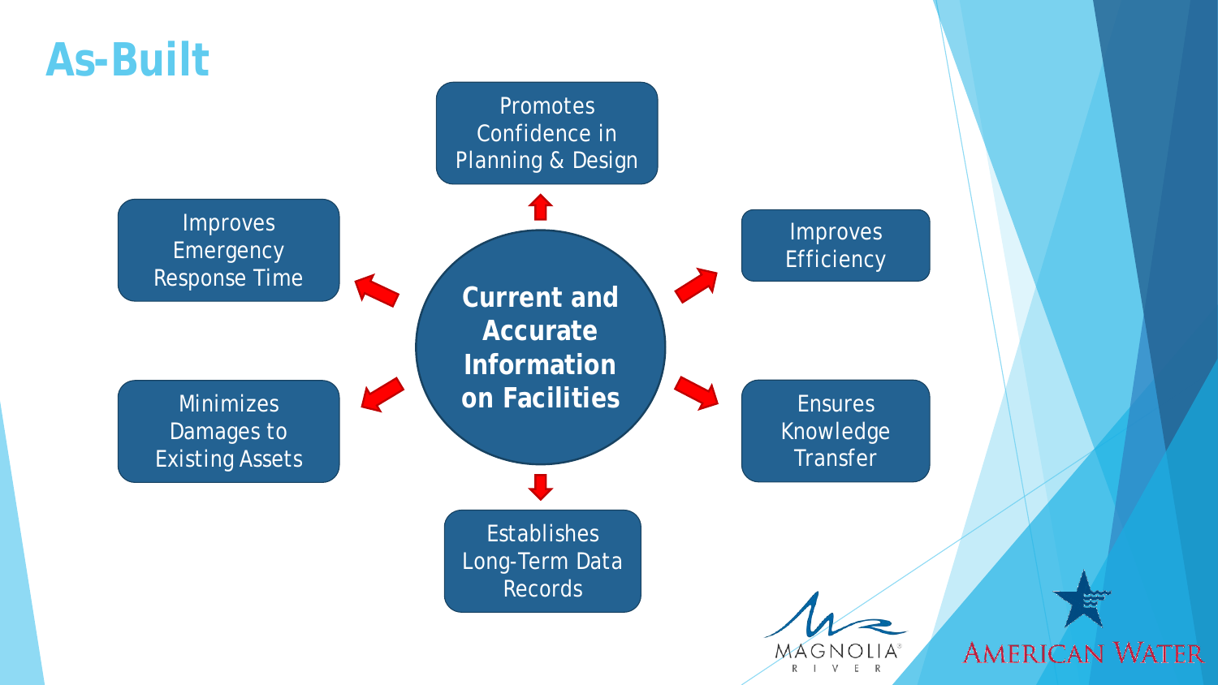# As-Built

**Current and Accurate Information on Facilities**

- Promotes Confidence in Planning & Design
- Improves Efficiency
- Ensures Knowledge Transfer
- Establishes Long-Term Data Records
- Minimizes Damages to Existing Assets
- Improves Emergency Response Time

MAGNOLIA RIVER

AMERICAN WATER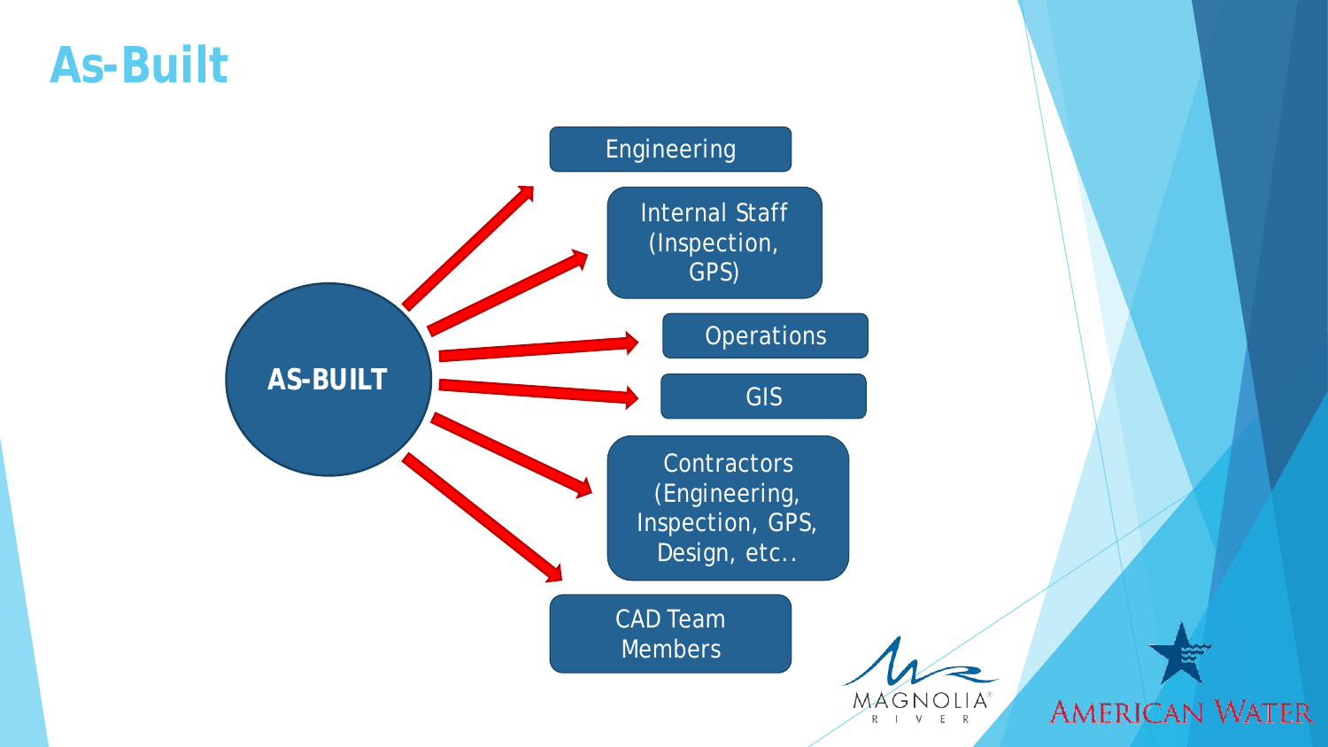# As-Built

**AS-BUILT**

- Engineering
- Internal Staff (Inspection, GPS)
- Operations
- GIS
- Contractors (Engineering, Inspection, GPS, Design, etc..
- CAD Team Members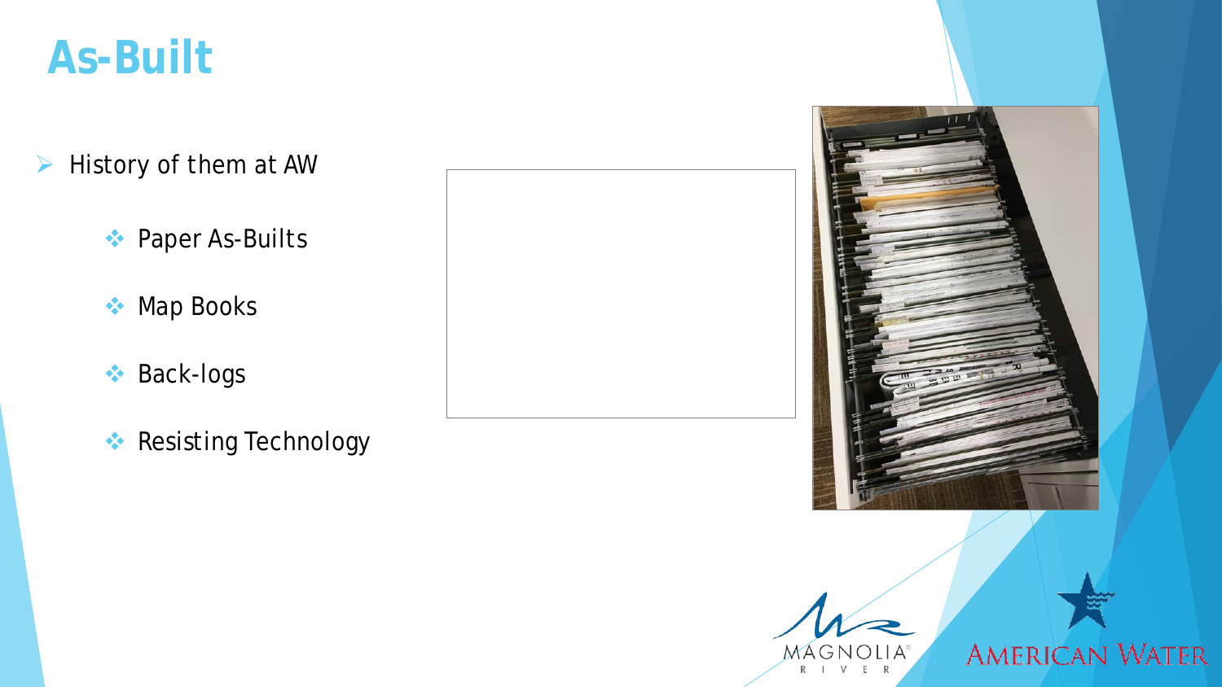# As-Built

- History of them at AW
  - Paper As-Builts
  - Map Books
  - Back-logs
  - Resisting Technology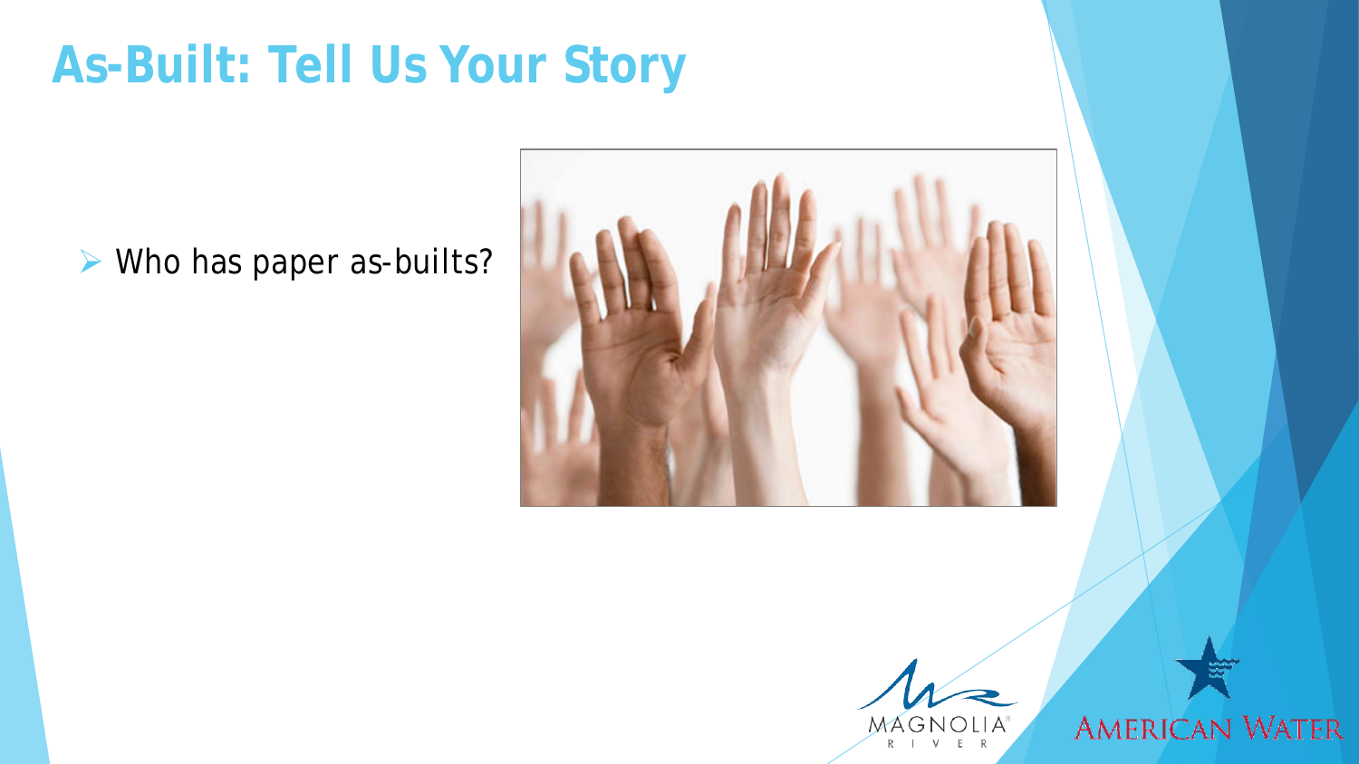# As-Built: Tell Us Your Story

- Who has paper as-builts?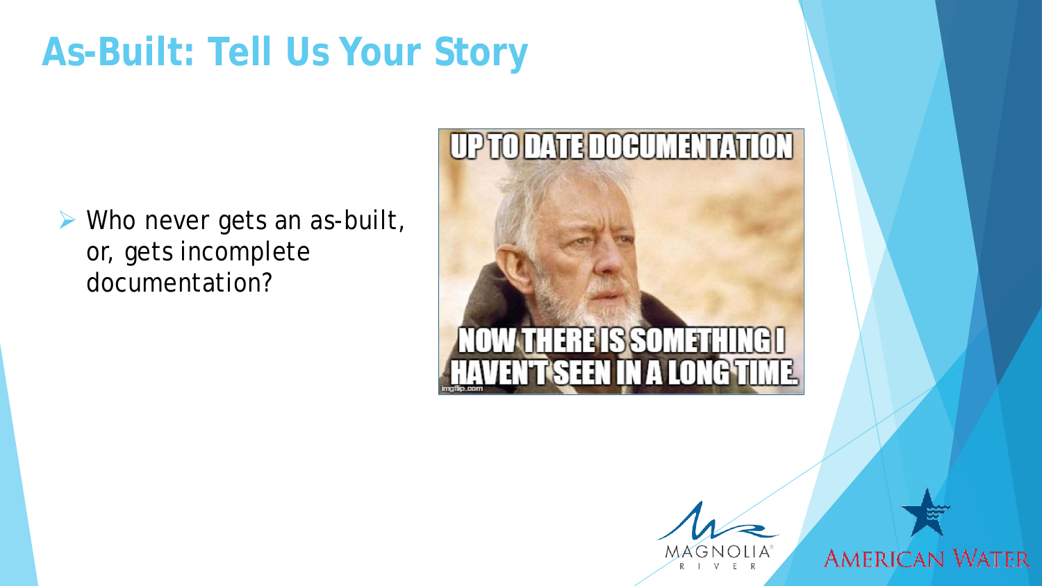# As-Built: Tell Us Your Story

- Who never gets an as-built, or, gets incomplete documentation?

UP TO DATE DOCUMENTATION

NOW THERE IS SOMETHING I HAVEN'T SEEN IN A LONG TIME.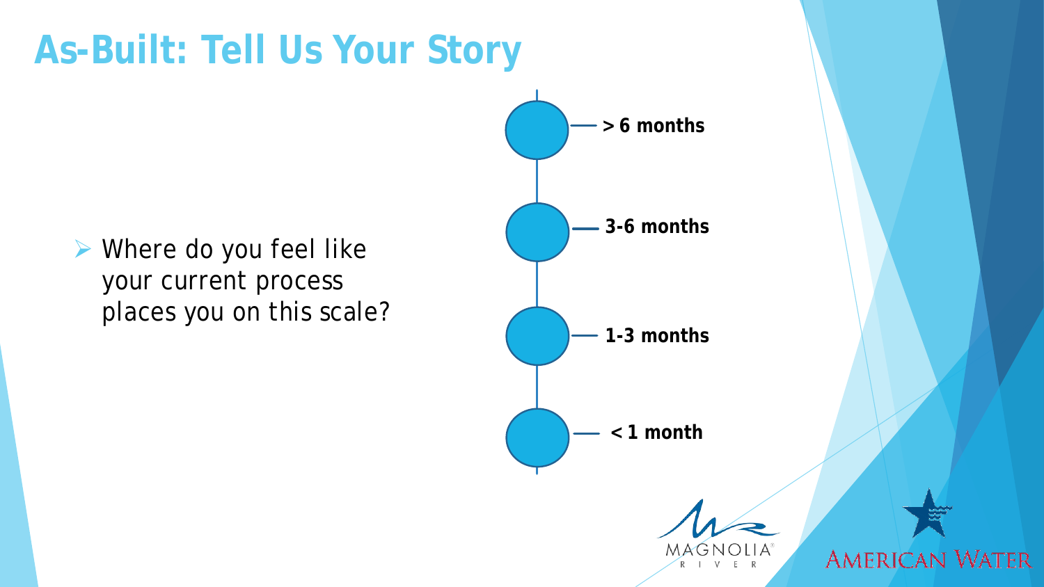# As-Built: Tell Us Your Story

- Where do you feel like your current process places you on this scale?

- **> 6 months**
- **3-6 months**
- **1-3 months**
- **< 1 month**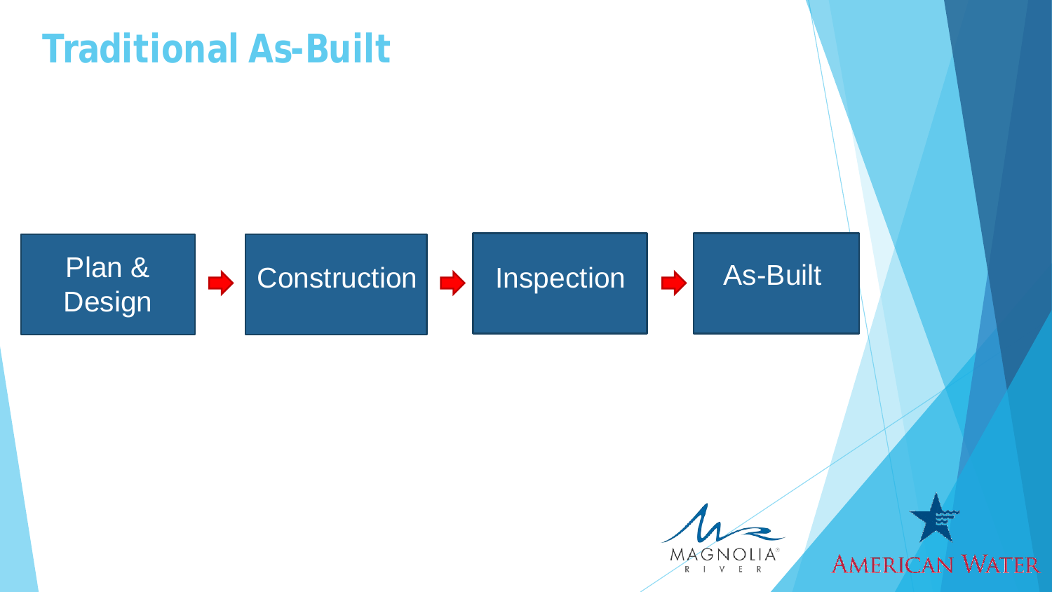# Traditional As-Built

Plan & Design → Construction → Inspection → As-Built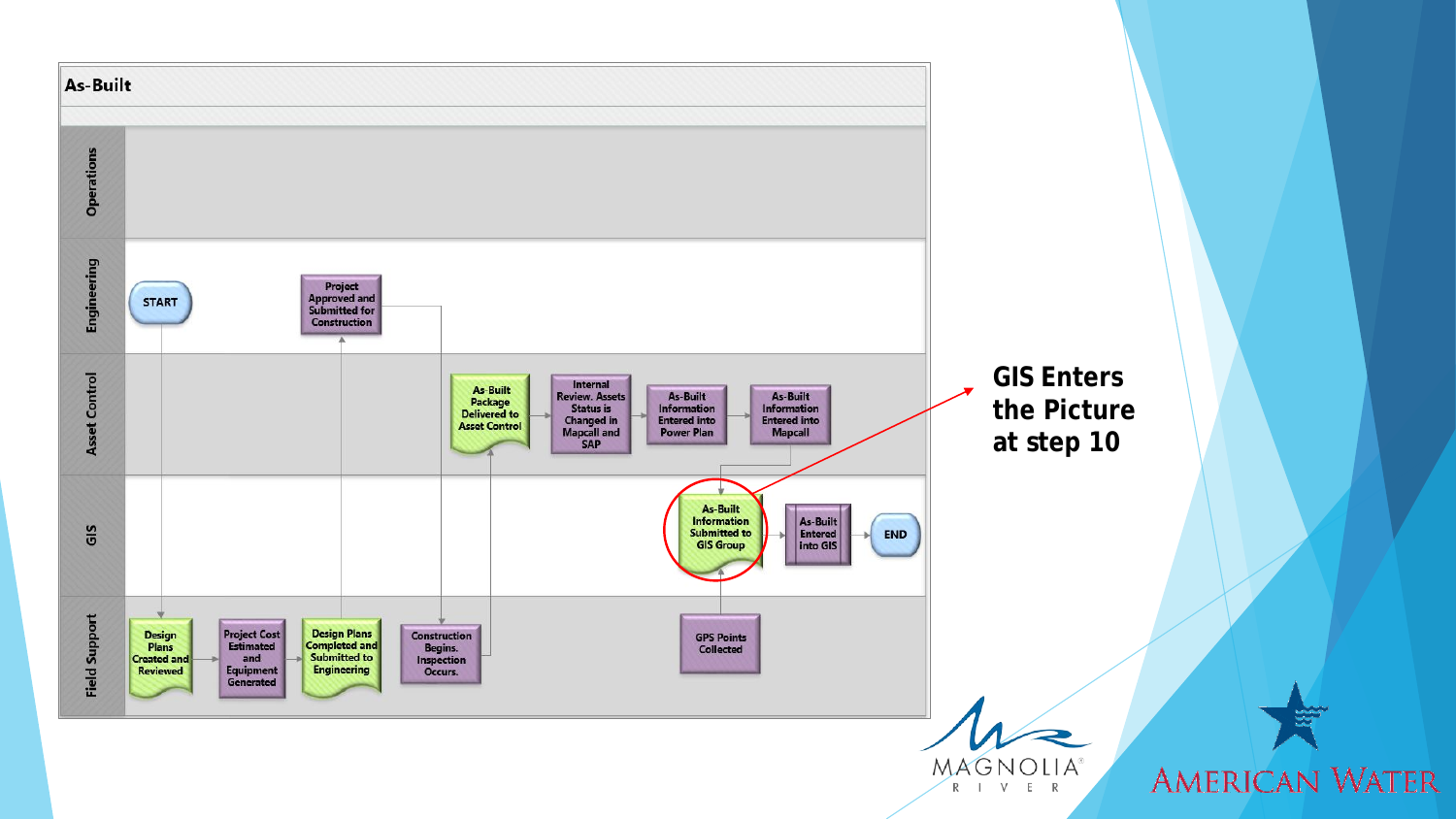## As-Built

**Operations**

**Engineering**
- START
- Project Approved and Submitted for Construction

**Asset Control**
- As-Built Package Delivered to Asset Control
- Internal Review. Assets Status is Changed in Mapcall and SAP
- As-Built Information Entered into Power Plan
- As-Built Information Entered into Mapcall

**GIS**
- As-Built Information Submitted to GIS Group
- As-Built Entered into GIS
- END

**Field Support**
- Design Plans Created and Reviewed
- Project Cost Estimated and Equipment Generated
- Design Plans Completed and Submitted to Engineering
- Construction Begins. Inspection Occurs.
- GPS Points Collected

**GIS Enters the Picture at step 10**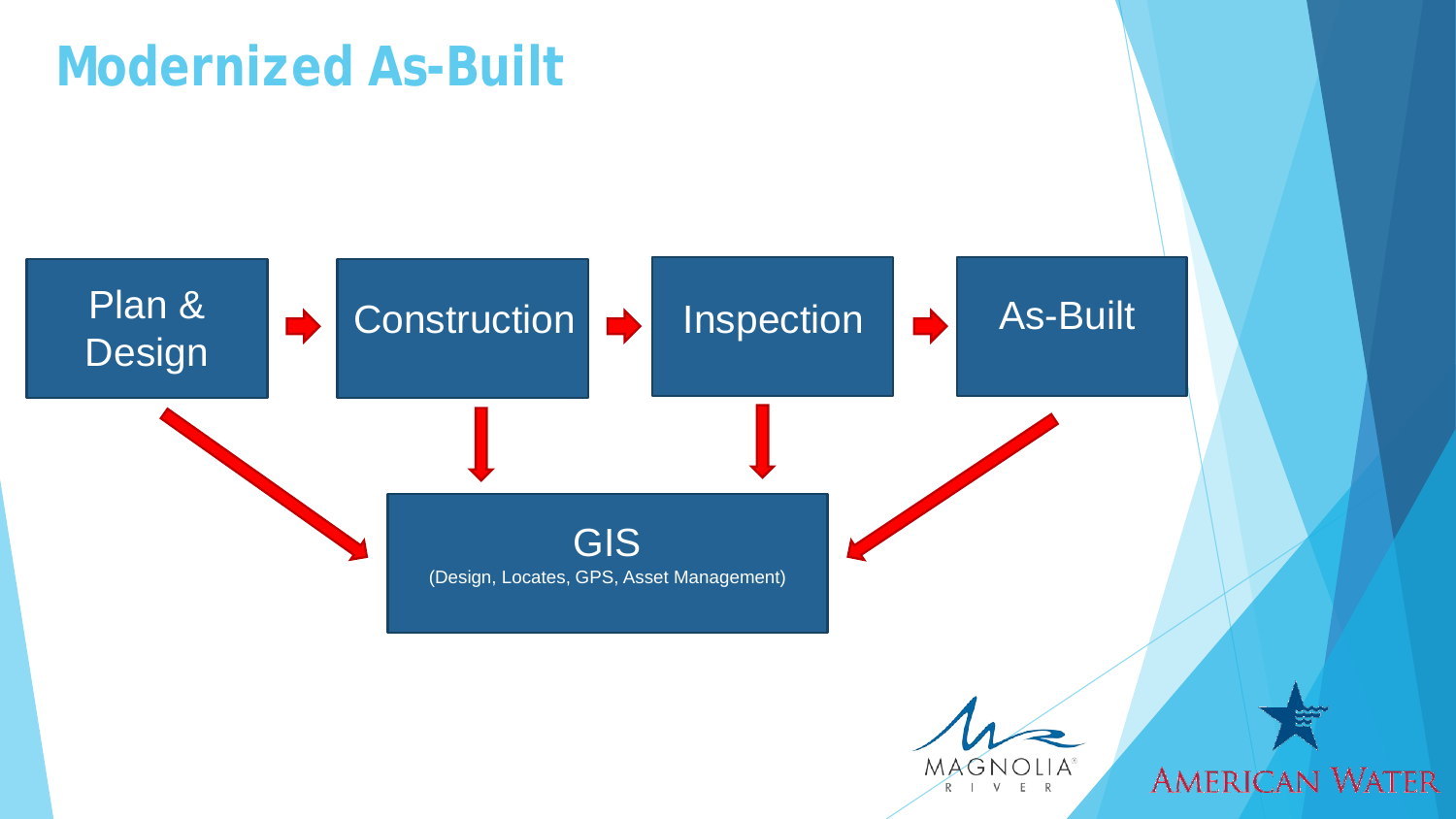# Modernized As-Built

Plan & Design → Construction → Inspection → As-Built

GIS
(Design, Locates, GPS, Asset Management)

MAGNOLIA RIVER

AMERICAN WATER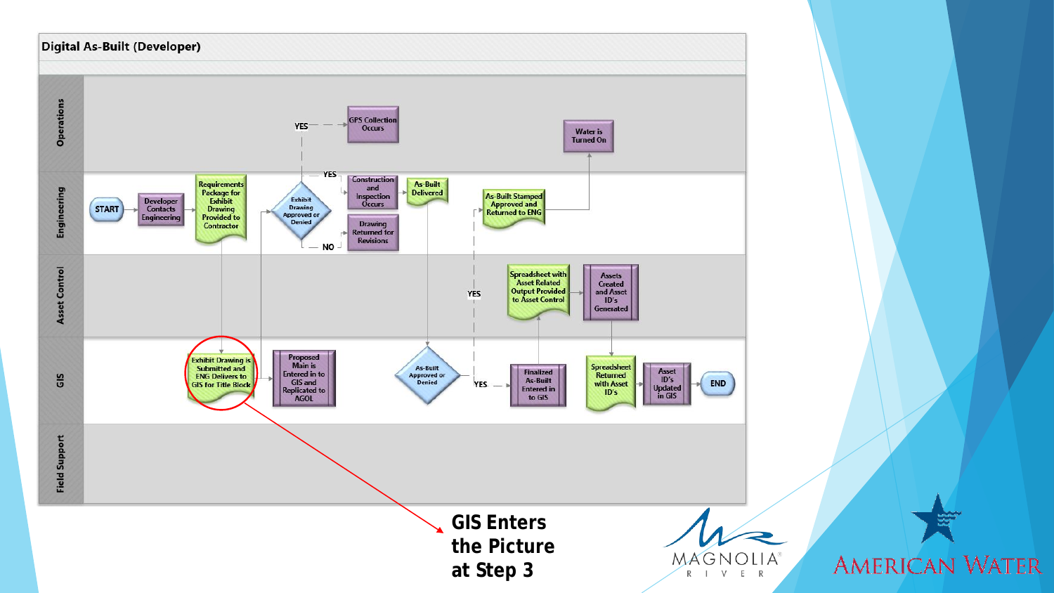## Digital As-Built (Developer)

**Operations**
- GPS Collection Occurs
- Water is Turned On

**Engineering**
- START
- Developer Contacts Engineering
- Requirements Package for Exhibit Drawing Provided to Contractor
- Exhibit Drawing Approved or Denied
  - YES → Construction and Inspection Occurs
  - YES → GPS Collection Occurs
  - NO → Drawing Returned for Revisions
- As-Built Delivered
- As-Built Stamped Approved and Returned to ENG

**Asset Control**
- Spreadsheet with Asset Related Output Provided to Asset Control
- Assets Created and Asset ID's Generated

**GIS**
- Exhibit Drawing is Submitted and ENG Delivers to GIS for Title Block
- Proposed Main is Entered in to GIS and Replicated to AGOL
- As-Built Approved or Denied
  - YES → Finalized As-Built Entered in to GIS
  - YES → As-Built Stamped Approved and Returned to ENG
- Spreadsheet Returned with Asset ID's
- Asset ID's Updated in GIS
- END

**Field Support**

**GIS Enters the Picture at Step 3**

MAGNOLIA RIVER

AMERICAN WATER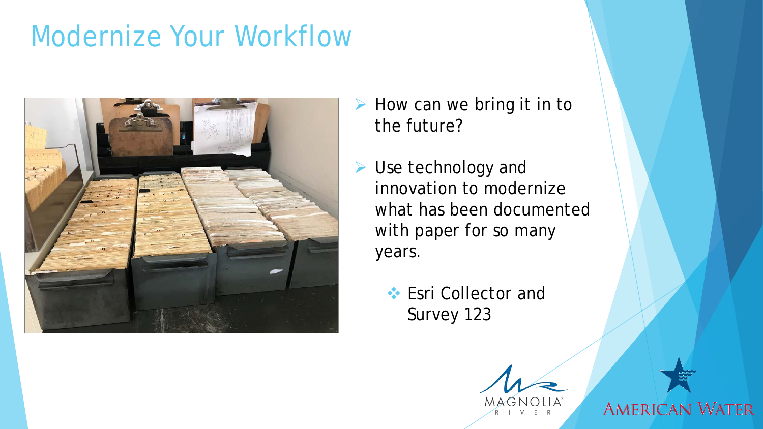# Modernize Your Workflow

- How can we bring it in to the future?
- Use technology and innovation to modernize what has been documented with paper for so many years.
  - Esri Collector and Survey 123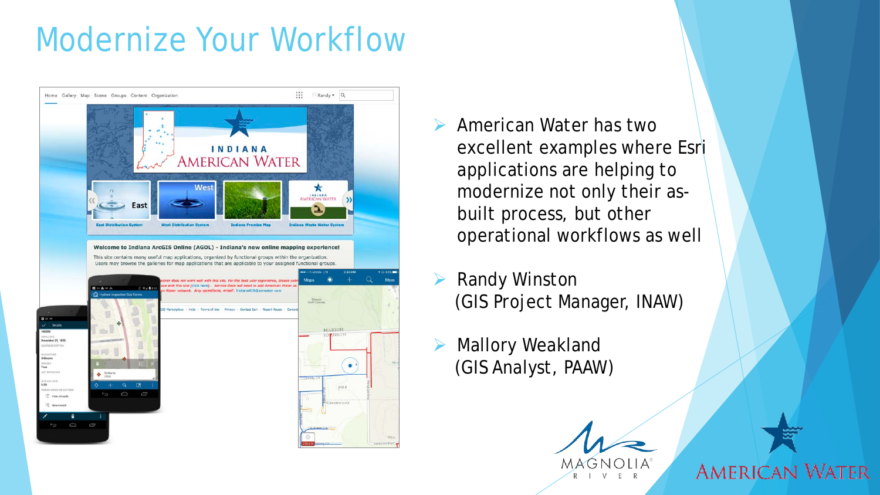# Modernize Your Workflow

- American Water has two excellent examples where Esri applications are helping to modernize not only their as-built process, but other operational workflows as well
- Randy Winston
  (GIS Project Manager, INAW)
- Mallory Weakland
  (GIS Analyst, PAAW)